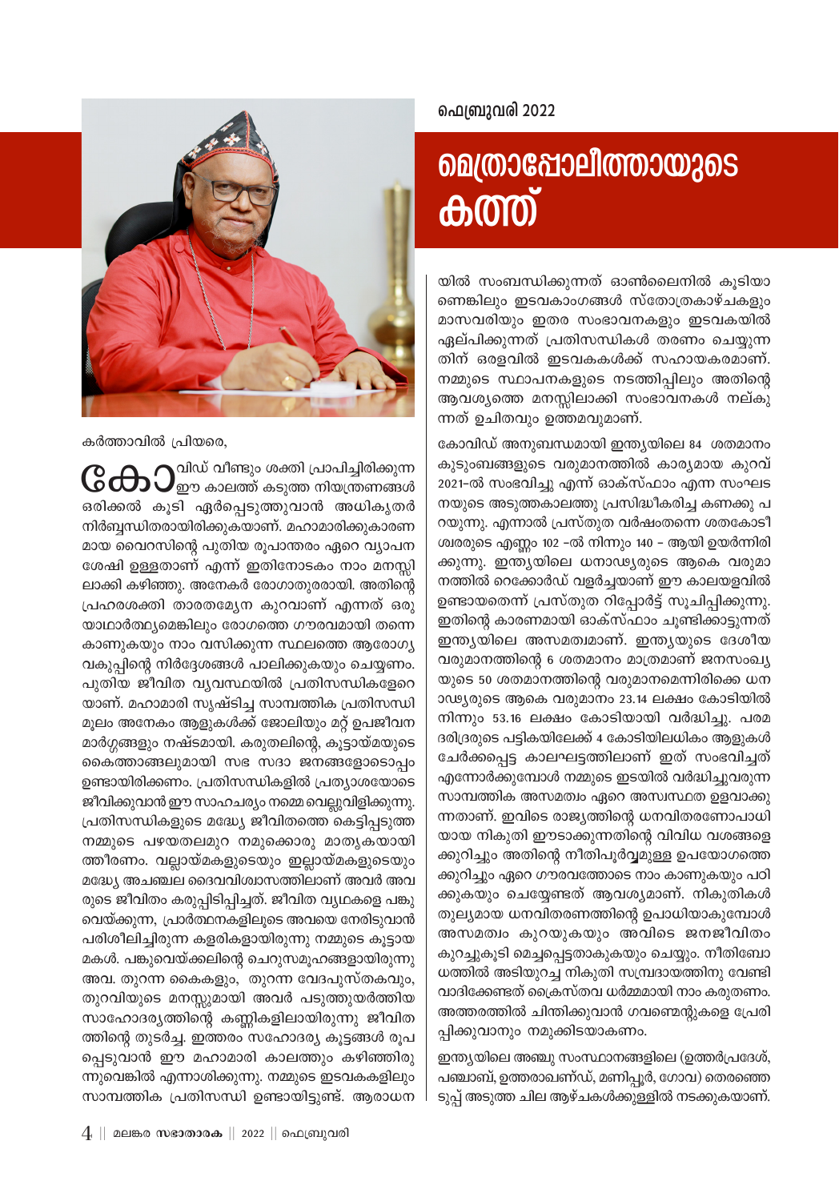ഫെബ്രുവരി 2022

# മെത്രാപ്പോലീത്തായുടെ കത്ത്

കർത്താവിൽ പ്രിയരെ,

കോവിഡ് വീണ്ടും ശക്തി പ്രാപിച്ചിരിക്കുന്ന ഈ കാലത്ത് കടുത്ത നിയന്ത്രണങ്ങൾ ഒരിക്കൽ കൂടി ഏർപ്പെടുത്തുവാൻ അധികൃതർ നിർബ്ബന്ധിതരായിരിക്കുകയാണ്. മഹാമാരിക്കുകാരണമായ വൈറസിന്റെ പുതിയ രൂപാന്തരം ഏറെ വ്യാപനശേഷി ഉള്ളതാണ് എന്ന് ഇതിനോടകം നാം മനസ്സിലാക്കി കഴിഞ്ഞു. അനേകർ രോഗാതുരരായി. അതിന്റെ പ്രഹരശക്തി താരതമ്യേന കുറവാണ് എന്നത് ഒരു യാഥാർത്ഥ്യമെങ്കിലും രോഗത്തെ ഗൗരവമായി തന്നെ കാണുകയും നാം വസിക്കുന്ന സ്ഥലത്തെ ആരോഗ്യ വകുപ്പിന്റെ നിർദ്ദേശങ്ങൾ പാലിക്കുകയും ചെയ്യണം. പുതിയ ജീവിത വ്യവസ്ഥയിൽ പ്രതിസന്ധികളേറെയാണ്. മഹാമാരി സൃഷ്ടിച്ച സാമ്പത്തിക പ്രതിസന്ധി മൂലം അനേകം ആളുകൾക്ക് ജോലിയും മറ്റ് ഉപജീവന മാർഗ്ഗങ്ങളും നഷ്ടമായി. കരുതലിന്റെ, കൂട്ടായ്മയുടെ കൈത്താങ്ങലുമായി സഭ സദാ ജനങ്ങളോടൊപ്പം ഉണ്ടായിരിക്കണം. പ്രതിസന്ധികളിൽ പ്രത്യാശയോടെ ജീവിക്കുവാൻ ഈ സാഹചര്യം നമ്മെ വെല്ലുവിളിക്കുന്നു. പ്രതിസന്ധികളുടെ മദ്ധ്യേ ജീവിതത്തെ കെട്ടിപ്പടുത്ത നമ്മുടെ പഴയതലമുറ നമുക്കൊരു മാതൃകയായി തീരണം. വല്ലായ്മകളുടെയും ഇല്ലായ്മകളുടെയും മദ്ധ്യേ അചഞ്ചല ദൈവവിശ്വാസത്തിലാണ് അവർ അവരുടെ ജീവിതം കരുപ്പിടിപ്പിച്ചത്. ജീവിത വ്യഥകളെ പങ്കുവെയ്ക്കുന്ന, പ്രാർത്ഥനകളിലൂടെ അവയെ നേരിടുവാൻ പരിശീലിപ്പിച്ചിരുന്ന കളരികളായിരുന്നു നമ്മുടെ കൂട്ടായ്മകൾ. പങ്കുവെയ്ക്കലിന്റെ ചെറുസമൂഹങ്ങളായിരുന്നു അവ. തുറന്ന കൈകളും, തുറന്ന വേദപുസ്തകവും, തുറവിയുടെ മനസ്സുമായി അവർ പടുത്തുയർത്തിയ സാഹോദര്യത്തിന്റെ കണ്ണികളിലായിരുന്നു ജീവിതത്തിന്റെ തുടർച്ച. ഇത്തരം സഹോദര്യ കൂട്ടങ്ങൾ രൂപപ്പെടുവാൻ ഈ മഹാമാരി കാലത്തും കഴിഞ്ഞിരുന്നുവെങ്കിൽ എന്നാശിക്കുന്നു. നമ്മുടെ ഇടവകകളിലും സാമ്പത്തിക പ്രതിസന്ധി ഉണ്ടായിട്ടുണ്ട്. ആരാധനയിൽ സംബന്ധിക്കുന്നത് ഓൺലൈനിൽ കൂടിയാണെങ്കിലും ഇടവകാംഗങ്ങൾ സ്തോത്രകാഴ്ചകളും മാസവരിയും ഇതര സംഭാവനകളും ഇടവകയിൽ ഏല്പിക്കുന്നത് പ്രതിസന്ധികൾ തരണം ചെയ്യുന്നതിന് ഒരളവിൽ ഇടവകകൾക്ക് സഹായകരമാണ്. നമ്മുടെ സ്ഥാപനകളുടെ നടത്തിപ്പിലും അതിന്റെ ആവശ്യത്തെ മനസ്സിലാക്കി സംഭാവനകൾ നല്കുന്നത് ഉചിതവും ഉത്തമവുമാണ്.

കോവിഡ് അനുബന്ധമായി ഇന്ത്യയിലെ 84 ശതമാനം കുടുംബങ്ങളുടെ വരുമാനത്തിൽ കാര്യമായ കുറവ് 2021-ൽ സംഭവിച്ചു എന്ന് ഓക്സ്ഫാം എന്ന സംഘടനയുടെ അടുത്തകാലത്തു പ്രസിദ്ധീകരിച്ച കണക്കു പറയുന്നു. എന്നാൽ പ്രസ്തുത വർഷംതന്നെ ശതകോടീശ്വരരുടെ എണ്ണം 102 -ൽ നിന്നും 140 - ആയി ഉയർന്നിരിക്കുന്നു. ഇന്ത്യയിലെ ധനാഢ്യരുടെ ആകെ വരുമാനത്തിൽ റെക്കോർഡ് വളർച്ചയാണ് ഈ കാലയളവിൽ ഉണ്ടായതെന്ന് പ്രസ്തുത റിപ്പോർട്ട് സൂചിപ്പിക്കുന്നു. ഇതിന്റെ കാരണമായി ഓക്സ്ഫാം ചൂണ്ടിക്കാട്ടുന്നത് ഇന്ത്യയിലെ അസമത്വമാണ്. ഇന്ത്യയുടെ ദേശീയ വരുമാനത്തിന്റെ 6 ശതമാനം മാത്രമാണ് ജനസംഖ്യയുടെ 50 ശതമാനത്തിന്റെ വരുമാനമെന്നിരിക്കെ ധനാഢ്യരുടെ ആകെ വരുമാനം 23.14 ലക്ഷം കോടിയിൽ നിന്നും 53.16 ലക്ഷം കോടിയായി വർദ്ധിച്ചു. പരമദരിദ്രരുടെ പട്ടികയിലേക്ക് 4 കോടിയിലധികം ആളുകൾ ചേർക്കപ്പെട്ട കാലഘട്ടത്തിലാണ് ഇത് സംഭവിച്ചത് എന്നോർക്കുമ്പോൾ നമ്മുടെ ഇടയിൽ വർദ്ധിച്ചുവരുന്ന സാമ്പത്തിക അസമത്വം ഏറെ അസ്വസ്ഥത ഉളവാക്കുന്നതാണ്. ഇവിടെ രാജ്യത്തിന്റെ ധനവിതരണോപാധിയായ നികുതി ഈടാക്കുന്നതിന്റെ വിവിധ വശങ്ങളെക്കുറിച്ചും അതിന്റെ നീതിപൂർവ്വമുള്ള ഉപയോഗത്തെക്കുറിച്ചും ഏറെ ഗൗരവത്തോടെ നാം കാണുകയും പഠിക്കുകയും ചെയ്യേണ്ടത് ആവശ്യമാണ്. നികുതികൾ തുല്യമായ ധനവിതരണത്തിന്റെ ഉപാധിയാകുമ്പോൾ അസമത്വം കുറയുകയും അവിടെ ജനജീവിതം കുറച്ചുകൂടി മെച്ചപ്പെട്ടതാകുകയും ചെയ്യും. നീതിബോധത്തിൽ അടിയുറച്ച നികുതി സമ്പ്രദായത്തിനു വേണ്ടി വാദിക്കേണ്ടത് ക്രൈസ്തവ ധർമ്മമായി നാം കരുതണം. അത്തരത്തിൽ ചിന്തിക്കുവാൻ ഗവണ്മെന്റുകളെ പ്രേരിപ്പിക്കുവാനും നമുക്കിടയാകണം.

ഇന്ത്യയിലെ അഞ്ചു സംസ്ഥാനങ്ങളിലെ (ഉത്തർപ്രദേശ്, പഞ്ചാബ്, ഉത്തരാഖണ്ഡ്, മണിപ്പൂർ, ഗോവ) തെരഞ്ഞെടുപ്പ് അടുത്ത ചില ആഴ്ചകൾക്കുള്ളിൽ നടക്കുകയാണ്.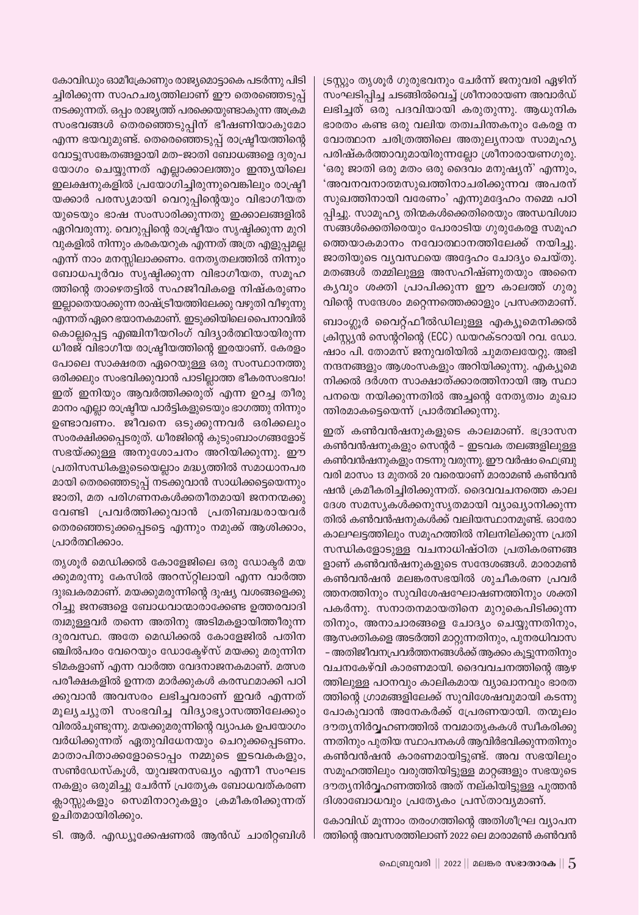കോവിഡും ഓമിക്രോണും രാജ്യമൊട്ടാകെ പടർന്നു പിടിച്ചിരിക്കുന്ന സാഹചര്യത്തിലാണ് ഈ തെരഞ്ഞെടുപ്പ് നടക്കുന്നത്. ഒപ്പം രാജ്യത്ത് പരക്കെയുണ്ടാകുന്ന അക്രമസംഭവങ്ങൾ തെരഞ്ഞെടുപ്പിന് ഭീഷണിയാകുമോ എന്ന ഭയവുമുണ്ട്. തെരഞ്ഞെടുപ്പ് രാഷ്ട്രീയത്തിന്റെ വോട്ടുസങ്കേതങ്ങളായി മത-ജാതി ബോധങ്ങളെ ദുരുപയോഗം ചെയ്യുന്നത് എല്ലാക്കാലത്തും ഇന്ത്യയിലെ ഇലക്ഷനുകളിൽ പ്രയോഗിച്ചിരുന്നുവെങ്കിലും രാഷ്ട്രീയക്കാർ പരസ്യമായി വെറുപ്പിന്റെയും വിഭാഗീയതയുടെയും ഭാഷ സംസാരിക്കുന്നതു ഇക്കാലങ്ങളിൽ ഏറിവരുന്നു. വെറുപ്പിന്റെ രാഷ്ട്രീയം സൃഷ്ടിക്കുന്ന മുറിവുകളിൽ നിന്നും കരകയറുക എന്നത് അത്ര എളുപ്പമല്ല എന്ന് നാം മനസ്സിലാക്കണം. നേതൃതലത്തിൽ നിന്നും ബോധപൂർവം സൃഷ്ടിക്കുന്ന വിഭാഗീയത, സമൂഹത്തിന്റെ താഴെതട്ടിൽ സഹജീവികളെ നിഷ്കരുണം ഇല്ലാതെയാക്കുന്ന രാഷ്ട്രീയത്തിലേക്കു വഴുതി വീഴുന്നു എന്നത് ഏറെ ഭയാനകമാണ്. ഇടുക്കിയിലെ പൈനാവിൽ കൊല്ലപ്പെട്ട എഞ്ചിനീയറിംഗ് വിദ്യാർത്ഥിയായിരുന്ന ധീരജ് വിഭാഗീയ രാഷ്ട്രീയത്തിന്റെ ഇരയാണ്. കേരളം പോലെ സാക്ഷരത ഏറെയുള്ള ഒരു സംസ്ഥാനത്തു ഒരിക്കലും സംഭവിക്കുവാൻ പാടില്ലാത്ത ഭീകരസംഭവം! ഇത് ഇനിയും ആവർത്തിക്കരുത് എന്ന ഉറച്ച തീരുമാനം എല്ലാ രാഷ്ട്രീയ പാർട്ടികളുടെയും ഭാഗത്തു നിന്നും ഉണ്ടാവണം. ജീവനെ ഒടുക്കുന്നവർ ഒരിക്കലും സംരക്ഷിക്കപ്പെടരുത്. ധീരജിന്റെ കുടുംബാംഗങ്ങളോട് സഭയ്ക്കുള്ള അനുശോചനം അറിയിക്കുന്നു. ഈ പ്രതിസന്ധികളുടെയെല്ലാം മദ്ധ്യത്തിൽ സമാധാനപരമായി തെരഞ്ഞെടുപ്പ് നടക്കുവാൻ സാധിക്കട്ടെയെന്നും ജാതി, മത പരിഗണനകൾക്കതീതമായി ജനനന്മക്കു വേണ്ടി പ്രവർത്തിക്കുവാൻ പ്രതിബദ്ധരായവർ തെരഞ്ഞെടുക്കപ്പെടട്ടെ എന്നും നമുക്ക് ആശിക്കാം, പ്രാർത്ഥിക്കാം.

തൃശൂർ മെഡിക്കൽ കോളേജിലെ ഒരു ഡോക്ടർ മയക്കുമരുന്നു കേസിൽ അറസ്റ്റിലായി എന്ന വാർത്ത ദുഃഖകരമാണ്. മയക്കുമരുന്നിന്റെ ദൂഷ്യ വശങ്ങളെക്കുറിച്ചു ജനങ്ങളെ ബോധവാന്മാരാക്കേണ്ട ഉത്തരവാദിത്വമുള്ളവർ തന്നെ അതിനു അടിമകളായിത്തീരുന്ന ദുരവസ്ഥ. അതേ മെഡിക്കൽ കോളേജിൽ പതിനഞ്ചിൽപരം വേറെയും ഡോക്ടേഴ്സ് മയക്കു മരുന്നിനടിമകളാണ് എന്ന വാർത്ത വേദനാജനകമാണ്. മത്സര പരീക്ഷകളിൽ ഉന്നത മാർക്കുകൾ കരസ്ഥമാക്കി പഠിക്കുവാൻ അവസരം ലഭിച്ചവരാണ് ഇവർ എന്നത് മൂല്യച്യുതി സംഭവിച്ച വിദ്യാഭ്യാസത്തിലേക്കും വിരൽചൂണ്ടുന്നു. മയക്കുമരുന്നിന്റെ വ്യാപക ഉപയോഗം വർധിക്കുന്നത് ഏതുവിധേനയും ചെറുക്കപ്പെടണം. മാതാപിതാക്കളോടൊപ്പം നമ്മുടെ ഇടവകകളും, സൺഡേസ്കൂൾ, യുവജനസഖ്യം എന്നീ സംഘടനകളും ഒരുമിച്ചു ചേർന്ന് പ്രത്യേക ബോധവത്കരണ ക്ലാസ്സുകളും സെമിനാറുകളും ക്രമീകരിക്കുന്നത് ഉചിതമായിരിക്കും.

ടി. ആർ. എഡ്യൂക്കേഷണൽ ആൻഡ് ചാരിറ്റബിൾ ട്രസ്റ്റും തൃശൂർ ഗുരുഭവനും ചേർന്ന് ജനുവരി ഏഴിന് സംഘടിപ്പിച്ച ചടങ്ങിൽവെച്ച് ശ്രീനാരായണ അവാർഡ് ലഭിച്ചത് ഒരു പദവിയായി കരുതുന്നു. ആധുനിക ഭാരതം കണ്ട ഒരു വലിയ തത്വചിന്തകനും കേരള നവോത്ഥാന ചരിത്രത്തിലെ അതുല്യനായ സാമൂഹ്യ പരിഷ്കർത്താവുമായിരുന്നല്ലോ ശ്രീനാരായണഗുരു. 'ഒരു ജാതി ഒരു മതം ഒരു ദൈവം മനുഷ്യന്' എന്നും, 'അവനവനാത്മസുഖത്തിനാചരിക്കുന്നവ അപരന് സുഖത്തിനായി വരേണം' എന്നുമദ്ദേഹം നമ്മെ പഠിപ്പിച്ചു. സാമൂഹ്യ തിന്മകൾക്കെതിരെയും അന്ധവിശ്വാസങ്ങൾക്കെതിരെയും പോരാടിയ ഗുരുകേരള സമൂഹത്തെയാകമാനം നവോത്ഥാനത്തിലേക്ക് നയിച്ചു. ജാതിയുടെ വ്യവസ്ഥയെ അദ്ദേഹം ചോദ്യം ചെയ്തു. മതങ്ങൾ തമ്മിലുള്ള അസഹിഷ്ണുതയും അനൈക്യവും ശക്തി പ്രാപിക്കുന്ന ഈ കാലത്ത് ഗുരുവിന്റെ സന്ദേശം മറ്റെന്നത്തെക്കാളും പ്രസക്തമാണ്.

ബാംഗ്ലൂർ വൈറ്റ്ഫീൽഡിലുള്ള എക്യുമെനിക്കൽ ക്രിസ്റ്റ്യൻ സെന്ററിന്റെ (ECC) ഡയറക്ടറായി റവ. ഡോ. ഷാം പി. തോമസ് ജനുവരിയിൽ ചുമതലയേറ്റു. അഭിനന്ദനങ്ങളും ആശംസകളും അറിയിക്കുന്നു. എക്യുമെനിക്കൽ ദർശന സാക്ഷാത്കാരത്തിനായി ആ സ്ഥാപനയെ നയിക്കുന്നതിൽ അച്ചന്റെ നേതൃത്വം മുഖാന്തിരമാകട്ടെയെന്ന് പ്രാർത്ഥിക്കുന്നു.

ഇത് കൺവൻഷനുകളുടെ കാലമാണ്. ഭദ്രാസന കൺവൻഷനുകളും സെന്റർ – ഇടവക തലങ്ങളിലുള്ള കൺവൻഷനുകളും നടന്നു വരുന്നു. ഈ വർഷം ഫെബ്രുവരി മാസം 13 മുതൽ 20 വരെയാണ് മാരാമൺ കൺവൻഷൻ ക്രമീകരിച്ചിരിക്കുന്നത്. ദൈവവചനത്തെ കാലദേശ സമസ്യകൾക്കനുസൃതമായി വ്യാഖ്യാനിക്കുന്നതിൽ കൺവൻഷനുകൾക്ക് വലിയസ്ഥാനമുണ്ട്. ഓരോ കാലഘട്ടത്തിലും സമൂഹത്തിൽ നിലനില്ക്കുന്ന പ്രതിസന്ധികളോടുള്ള വചനാധിഷ്ഠിത പ്രതികരണങ്ങളാണ് കൺവൻഷനുകളുടെ സന്ദേശങ്ങൾ. മാരാമൺ കൺവൻഷൻ മലങ്കരസഭയിൽ ശുചീകരണ പ്രവർത്തനത്തിനും സുവിശേഷഘോഷണത്തിനും ശക്തി പകർന്നു. സനാതനമായതിനെ മുറുകെപിടിക്കുന്നതിനും, അനാചാരങ്ങളെ ചോദ്യം ചെയ്യുന്നതിനും, ആസക്തികളെ അടർത്തി മാറ്റുന്നതിനും, പുനരധിവാസ – അതിജീവനപ്രവർത്തനങ്ങൾക്ക് ആക്കം കൂട്ടുന്നതിനും വചനകേഴ്‌വി കാരണമായി. ദൈവവചനത്തിന്റെ ആഴത്തിലുള്ള പഠനവും കാലികമായ വ്യാഖാനവും ഭാരതത്തിന്റെ ഗ്രാമങ്ങളിലേക്ക് സുവിശേഷവുമായി കടന്നു പോകുവാൻ അനേകർക്ക് പ്രേരണയായി. തന്മൂലം ദൗത്യനിർവ്വഹണത്തിൽ നവമാതൃകകൾ സ്വീകരിക്കുന്നതിനും പുതിയ സ്ഥാപനകൾ ആവിർഭവിക്കുന്നതിനും കൺവൻഷൻ കാരണമായിട്ടുണ്ട്. അവ സഭയിലും സമൂഹത്തിലും വരുത്തിയിട്ടുള്ള മാറ്റങ്ങളും സഭയുടെ ദൗത്യനിർവ്വഹണത്തിൽ അത് നല്കിയിട്ടുള്ള പുത്തൻ ദിശാബോധവും പ്രത്യേകം പ്രസ്താവ്യമാണ്.

കോവിഡ് മൂന്നാം തരംഗത്തിന്റെ അതിശീഘ്ര വ്യാപനത്തിന്റെ അവസരത്തിലാണ് 2022 ലെ മാരാമൺ കൺവൻ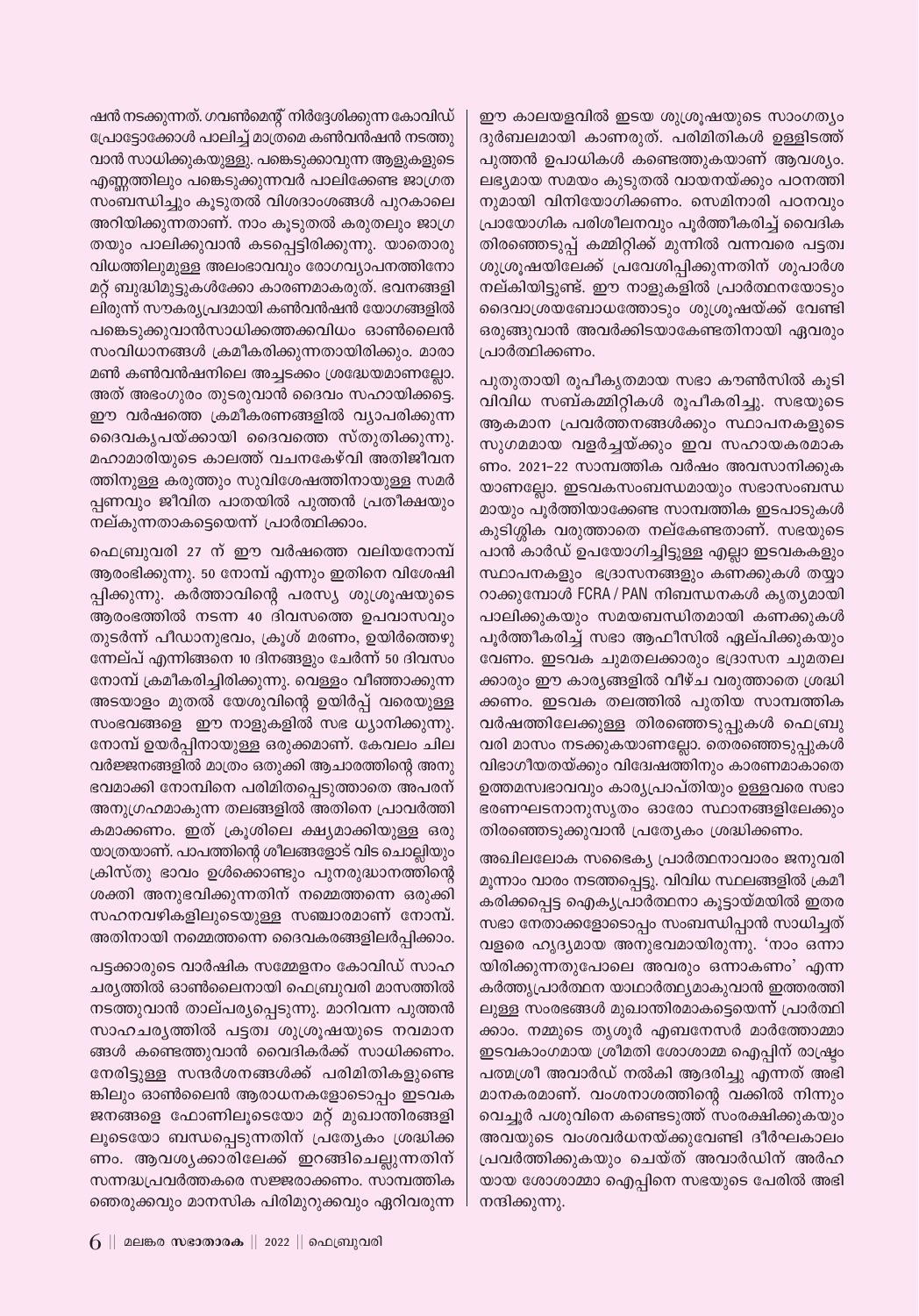ഷൻ നടക്കുന്നത്. ഗവൺമെന്റ് നിർദ്ദേശിക്കുന്ന കോവിഡ് പ്രോട്ടോക്കോൾ പാലിച്ച് മാത്രമെ കൺവൻഷൻ നടത്തുവാൻ സാധിക്കുകയുള്ളു. പങ്കെടുക്കാവുന്ന ആളുകളുടെ എണ്ണത്തിലും പങ്കെടുക്കുന്നവർ പാലിക്കേണ്ട ജാഗ്രത സംബന്ധിച്ചും കൂടുതൽ വിശദാംശങ്ങൾ പുറകാലെ അറിയിക്കുന്നതാണ്. നാം കൂടുതൽ കരുതലും ജാഗ്രതയും പാലിക്കുവാൻ കടപ്പെട്ടിരിക്കുന്നു. യാതൊരു വിധത്തിലുമുള്ള അലംഭാവവും രോഗവ്യാപനത്തിനോ മറ്റ് ബുദ്ധിമുട്ടുകൾക്കോ കാരണമാകരുത്. ഭവനങ്ങളിലിരുന്ന് സൗകര്യപ്രദമായി കൺവൻഷൻ യോഗങ്ങളിൽ പങ്കെടുക്കുവാൻസാധിക്കത്തക്കവിധം ഓൺലൈൻ സംവിധാനങ്ങൾ ക്രമീകരിക്കുന്നതായിരിക്കും. മാരാമൺ കൺവൻഷനിലെ അച്ചടക്കം ശ്രദ്ധേയമാണല്ലോ. അത് അഭംഗുരം തുടരുവാൻ ദൈവം സഹായിക്കട്ടെ. ഈ വർഷത്തെ ക്രമീകരണങ്ങളിൽ വ്യാപരിക്കുന്ന ദൈവകൃപയ്ക്കായി ദൈവത്തെ സ്തുതിക്കുന്നു. മഹാമാരിയുടെ കാലത്ത് വചനകേഴ്‌വി അതിജീവനത്തിനുള്ള കരുത്തും സുവിശേഷത്തിനായുള്ള സമർപ്പണവും ജീവിത പാതയിൽ പുത്തൻ പ്രതീക്ഷയും നല്കുന്നതാകട്ടെയെന്ന് പ്രാർത്ഥിക്കാം.

ഫെബ്രുവരി 27 ന് ഈ വർഷത്തെ വലിയനോമ്പ് ആരംഭിക്കുന്നു. 50 നോമ്പ് എന്നും ഇതിനെ വിശേഷിപ്പിക്കുന്നു. കർത്താവിന്റെ പരസ്യ ശുശ്രൂഷയുടെ ആരംഭത്തിൽ നടന്ന 40 ദിവസത്തെ ഉപവാസവും തുടർന്ന് പീഡാനുഭവം, ക്രൂശ് മരണം, ഉയിർത്തെഴുന്നേല്പ് എന്നിങ്ങനെ 10 ദിനങ്ങളും ചേർന്ന് 50 ദിവസം നോമ്പ് ക്രമീകരിച്ചിരിക്കുന്നു. വെള്ളം വീഞ്ഞാക്കുന്ന അടയാളം മുതൽ യേശുവിന്റെ ഉയിർപ്പ് വരെയുള്ള സംഭവങ്ങളെ ഈ നാളുകളിൽ സഭ ധ്യാനിക്കുന്നു. നോമ്പ് ഉയർപ്പിനായുള്ള ഒരുക്കമാണ്. കേവലം ചില വർജ്ജനങ്ങളിൽ മാത്രം ഒതുക്കി ആചാരത്തിന്റെ അനുഭവമാക്കി നോമ്പിനെ പരിമിതപ്പെടുത്താതെ അപരന് അനുഗ്രഹമാകുന്ന തലങ്ങളിൽ അതിനെ പ്രാവർത്തികമാക്കണം. ഇത് ക്രൂശിലെ ക്ഷ്യമാക്കിയുള്ള ഒരു യാത്രയാണ്. പാപത്തിന്റെ ശീലങ്ങളോട് വിട ചൊല്ലിയും ക്രിസ്തു ഭാവം ഉൾക്കൊണ്ടും പുനരുദ്ധാനത്തിന്റെ ശക്തി അനുഭവിക്കുന്നതിന് നമ്മെത്തന്നെ ഒരുക്കി സഹനവഴികളിലൂടെയുള്ള സഞ്ചാരമാണ് നോമ്പ്. അതിനായി നമ്മെത്തന്നെ ദൈവകരങ്ങളിലർപ്പിക്കാം.

പട്ടക്കാരുടെ വാർഷിക സമ്മേളനം കോവിഡ് സാഹചര്യത്തിൽ ഓൺലൈനായി ഫെബ്രുവരി മാസത്തിൽ നടത്തുവാൻ താല്പര്യപ്പെടുന്നു. മാറിവന്ന പുത്തൻ സാഹചര്യത്തിൽ പട്ടത്വ ശുശ്രൂഷയുടെ നവമാനങ്ങൾ കണ്ടെത്തുവാൻ വൈദികർക്ക് സാധിക്കണം. നേരിട്ടുള്ള സന്ദർശനങ്ങൾക്ക് പരിമിതികളുണ്ടെങ്കിലും ഓൺലൈൻ ആരാധനകളോടൊപ്പം ഇടവക ജനങ്ങളെ ഫോണിലൂടെയോ മറ്റ് മുഖാന്തിരങ്ങളിലൂടെയോ ബന്ധപ്പെടുന്നതിന് പ്രത്യേകം ശ്രദ്ധിക്കണം. ആവശ്യക്കാരിലേക്ക് ഇറങ്ങിച്ചെല്ലുന്നതിന് സന്നദ്ധപ്രവർത്തകരെ സജ്ജരാക്കണം. സാമ്പത്തിക ഞെരുക്കവും മാനസിക പിരിമുറുക്കവും ഏറിവരുന്ന ഈ കാലയളവിൽ ഇടയ ശുശ്രൂഷയുടെ സാംഗത്യം ദുർബലമായി കാണരുത്. പരിമിതികൾ ഉള്ളിടത്ത് പുത്തൻ ഉപാധികൾ കണ്ടെത്തുകയാണ് ആവശ്യം. ലഭ്യമായ സമയം കൂടുതൽ വായനയ്ക്കും പഠനത്തിനുമായി വിനിയോഗിക്കണം. സെമിനാരി പഠനവും പ്രായോഗിക പരിശീലനവും പൂർത്തീകരിച്ച് വൈദിക തിരഞ്ഞെടുപ്പ് കമ്മിറ്റിക്ക് മുന്നിൽ വന്നവരെ പട്ടത്വ ശുശ്രൂഷയിലേക്ക് പ്രവേശിപ്പിക്കുന്നതിന് ശുപാർശ നല്കിയിട്ടുണ്ട്. ഈ നാളുകളിൽ പ്രാർത്ഥനയോടും ദൈവാശ്രയബോധത്തോടും ശുശ്രൂഷയ്ക്ക് വേണ്ടി ഒരുങ്ങുവാൻ അവർക്കിടയാകേണ്ടതിനായി ഏവരും പ്രാർത്ഥിക്കണം.

പുതുതായി രൂപീകൃതമായ സഭാ കൗൺസിൽ കൂടി വിവിധ സബ്കമ്മിറ്റികൾ രൂപീകരിച്ചു. സഭയുടെ ആകമാന പ്രവർത്തനങ്ങൾക്കും സ്ഥാപനകളുടെ സുഗമമായ വളർച്ചയ്ക്കും ഇവ സഹായകരമാകണം. 2021-22 സാമ്പത്തിക വർഷം അവസാനിക്കുകയാണല്ലോ. ഇടവകസംബന്ധമായും സഭാസംബന്ധമായും പൂർത്തിയാക്കേണ്ട സാമ്പത്തിക ഇടപാടുകൾ കുടിശ്ശിക വരുത്താതെ നല്കേണ്ടതാണ്. സഭയുടെ പാൻ കാർഡ് ഉപയോഗിച്ചിട്ടുള്ള എല്ലാ ഇടവകകളും സ്ഥാപനങ്ങളും ഭദ്രാസനങ്ങളും കണക്കുകൾ തയ്യാറാക്കുമ്പോൾ FCRA / PAN നിബന്ധനകൾ കൃത്യമായി പാലിക്കുകയും സമയബന്ധിതമായി കണക്കുകൾ പൂർത്തീകരിച്ച് സഭാ ആഫീസിൽ ഏല്പിക്കുകയും വേണം. ഇടവക ചുമതലക്കാരും ഭദ്രാസന ചുമതലക്കാരും ഈ കാര്യങ്ങളിൽ വീഴ്ച വരുത്താതെ ശ്രദ്ധിക്കണം. ഇടവക തലത്തിൽ പുതിയ സാമ്പത്തിക വർഷത്തിലേക്കുള്ള തിരഞ്ഞെടുപ്പുകൾ ഫെബ്രുവരി മാസം നടക്കുകയാണല്ലോ. തെരഞ്ഞെടുപ്പുകൾ വിഭാഗീയതയ്ക്കും വിദ്വേഷത്തിനും കാരണമാകാതെ ഉത്തമസ്വഭാവവും കാര്യപ്രാപ്തിയും ഉള്ളവരെ സഭാ ഭരണഘടനാനുസൃതം ഓരോ സ്ഥാനങ്ങളിലേക്കും തിരഞ്ഞെടുക്കുവാൻ പ്രത്യേകം ശ്രദ്ധിക്കണം.

അഖിലലോക സഭൈക്യ പ്രാർത്ഥനാവാരം ജനുവരി മൂന്നാം വാരം നടത്തപ്പെട്ടു. വിവിധ സ്ഥലങ്ങളിൽ ക്രമീകരിക്കപ്പെട്ട ഐക്യപ്രാർത്ഥനാ കൂട്ടായ്മയിൽ ഇതര സഭാ നേതാക്കളോടൊപ്പം സംബന്ധിപ്പാൻ സാധിച്ചത് വളരെ ഹൃദ്യമായ അനുഭവമായിരുന്നു. 'നാം ഒന്നായിരിക്കുന്നതുപോലെ അവരും ഒന്നാകണം' എന്ന കർത്തൃപ്രാർത്ഥന യാഥാർത്ഥ്യമാകുവാൻ ഇത്തരത്തിലുള്ള സംരഭങ്ങൾ മുഖാന്തിരമാകട്ടെയെന്ന് പ്രാർത്ഥിക്കാം. നമ്മുടെ തൃശൂർ എബനേസർ മാർത്തോമ്മാ ഇടവകാംഗമായ ശ്രീമതി ശോശാമ്മ ഐപ്പിന് രാഷ്ട്രം പത്മശ്രീ അവാർഡ് നൽകി ആദരിച്ചു എന്നത് അഭിമാനകരമാണ്. വംശനാശത്തിന്റെ വക്കിൽ നിന്നും വെച്ചൂർ പശുവിനെ കണ്ടെടുത്ത് സംരക്ഷിക്കുകയും അവയുടെ വംശവർധനയ്ക്കുവേണ്ടി ദീർഘകാലം പ്രവർത്തിക്കുകയും ചെയ്ത് അവാർഡിന് അർഹയായ ശോശാമ്മാ ഐപ്പിനെ സഭയുടെ പേരിൽ അഭിനന്ദിക്കുന്നു.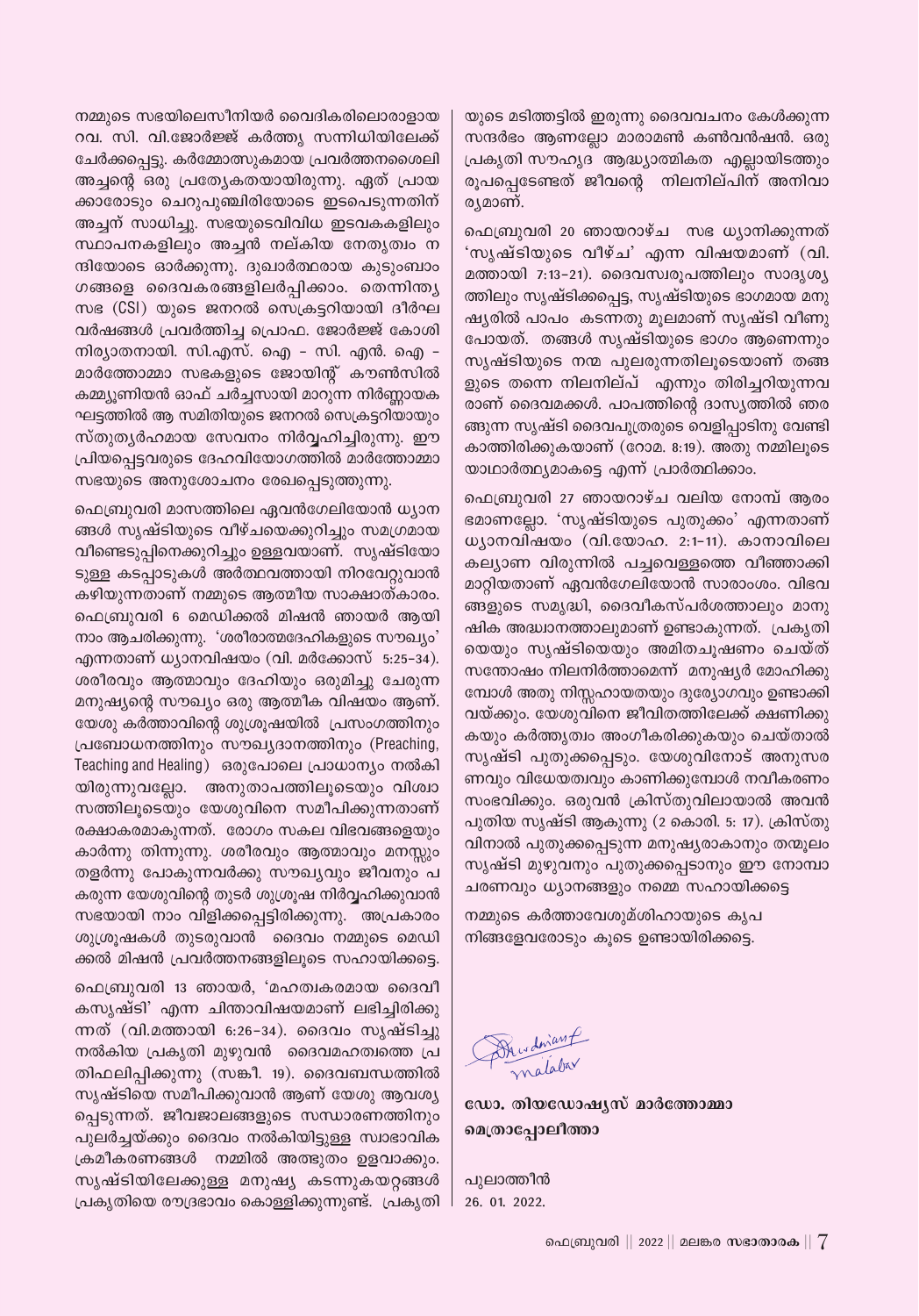നമ്മുടെ സഭയിലെസീനിയർ വൈദികരിലൊരാളായ റവ. സി. വി.ജോർജ്ജ് കർത്തൃ സന്നിധിയിലേക്ക് ചേർക്കപ്പെട്ടു. കർമ്മോത്സുകമായ പ്രവർത്തനശൈലി അച്ചന്റെ ഒരു പ്രത്യേകതയായിരുന്നു. ഏത് പ്രായക്കാരോടും ചെറുപുഞ്ചിരിയോടെ ഇടപെടുന്നതിന് അച്ചന് സാധിച്ചു. സഭയുടെവിവിധ ഇടവകകളിലും സ്ഥാപനകളിലും അച്ചൻ നല്കിയ നേതൃത്വം നന്ദിയോടെ ഓർക്കുന്നു. ദുഖാർത്ഥരായ കുടുംബാംഗങ്ങളെ ദൈവകരങ്ങളിലർപ്പിക്കാം. തെന്നിന്ത്യ സഭ (CSI) യുടെ ജനറൽ സെക്രട്ടറിയായി ദീർഘ വർഷങ്ങൾ പ്രവർത്തിച്ച പ്രൊഫ. ജോർജ്ജ് കോശി നിര്യാതനായി. സി.എസ്. ഐ – സി. എൻ. ഐ – മാർത്തോമ്മാ സഭകളുടെ ജോയിന്റ് കൗൺസിൽ കമ്മ്യൂണിയൻ ഓഫ് ചർച്ചസായി മാറുന്ന നിർണ്ണായക ഘട്ടത്തിൽ ആ സമിതിയുടെ ജനറൽ സെക്രട്ടറിയായും സ്തുത്യർഹമായ സേവനം നിർവ്വഹിച്ചിരുന്നു. ഈ പ്രിയപ്പെട്ടവരുടെ ദേഹവിയോഗത്തിൽ മാർത്തോമ്മാ സഭയുടെ അനുശോചനം രേഖപ്പെടുത്തുന്നു.

ഫെബ്രുവരി മാസത്തിലെ ഏവൻഗേലിയോൻ ധ്യാനങ്ങൾ സൃഷ്ടിയുടെ വീഴ്ചയെക്കുറിച്ചും സമഗ്രമായ വീണ്ടെടുപ്പിനെക്കുറിച്ചും ഉള്ളവയാണ്. സൃഷ്ടിയോടുള്ള കടപ്പാടുകൾ അർത്ഥവത്തായി നിറവേറ്റുവാൻ കഴിയുന്നതാണ് നമ്മുടെ ആത്മീയ സാക്ഷാത്കാരം. ഫെബ്രുവരി 6 മെഡിക്കൽ മിഷൻ ഞായർ ആയി നാം ആചരിക്കുന്നു. 'ശരീരാത്മദേഹികളുടെ സൗഖ്യം' എന്നതാണ് ധ്യാനവിഷയം (വി. മർക്കോസ് 5:25-34). ശരീരവും ആത്മാവും ദേഹിയും ഒരുമിച്ചു ചേരുന്ന മനുഷ്യന്റെ സൗഖ്യം ഒരു ആത്മീക വിഷയം ആണ്. യേശു കർത്താവിന്റെ ശുശ്രൂഷയിൽ പ്രസംഗത്തിനും പ്രബോധനത്തിനും സൗഖ്യദാനത്തിനും (Preaching, Teaching and Healing) ഒരുപോലെ പ്രാധാന്യം നൽകിയിരുന്നുവല്ലോ. അനുതാപത്തിലൂടെയും വിശ്വാസത്തിലൂടെയും യേശുവിനെ സമീപിക്കുന്നതാണ് രക്ഷാകരമാകുന്നത്. രോഗം സകല വിഭവങ്ങളെയും കാർന്നു തിന്നുന്നു. ശരീരവും ആത്മാവും മനസ്സും തളർന്നു പോകുന്നവർക്കു സൗഖ്യവും ജീവനും പകരുന്ന യേശുവിന്റെ തുടർ ശുശ്രൂഷ നിർവ്വഹിക്കുവാൻ സഭയായി നാം വിളിക്കപ്പെട്ടിരിക്കുന്നു. അപ്രകാരം ശുശ്രൂഷകൾ തുടരുവാൻ ദൈവം നമ്മുടെ മെഡിക്കൽ മിഷൻ പ്രവർത്തനങ്ങളിലൂടെ സഹായിക്കട്ടെ.

ഫെബ്രുവരി 13 ഞായർ, 'മഹത്വകരമായ ദൈവീകസൃഷ്ടി' എന്ന ചിന്താവിഷയമാണ് ലഭിച്ചിരിക്കുന്നത് (വി.മത്തായി 6:26-34). ദൈവം സൃഷ്ടിച്ചു നൽകിയ പ്രകൃതി മുഴുവൻ ദൈവമഹത്വത്തെ പ്രതിഫലിപ്പിക്കുന്നു (സങ്കീ. 19). ദൈവബന്ധത്തിൽ സൃഷ്ടിയെ സമീപിക്കുവാൻ ആണ് യേശു ആവശ്യപ്പെടുന്നത്. ജീവജാലങ്ങളുടെ സന്ധാരണത്തിനും പുലർച്ചയ്ക്കും ദൈവം നൽകിയിട്ടുള്ള സ്വാഭാവിക ക്രമീകരണങ്ങൾ നമ്മിൽ അത്ഭുതം ഉളവാക്കും. സൃഷ്ടിയിലേക്കുള്ള മനുഷ്യ കടന്നുകയറ്റങ്ങൾ പ്രകൃതിയെ രൗദ്രഭാവം കൊള്ളിക്കുന്നുണ്ട്. പ്രകൃതിയുടെ മടിത്തട്ടിൽ ഇരുന്നു ദൈവവചനം കേൾക്കുന്ന സന്ദർഭം ആണല്ലോ മാരാമൺ കൺവൻഷൻ. ഒരു പ്രകൃതി സൗഹൃദ ആദ്ധ്യാത്മികത എല്ലായിടത്തും രൂപപ്പെടേണ്ടത് ജീവന്റെ നിലനില്പിന് അനിവാര്യമാണ്.

ഫെബ്രുവരി 20 ഞായറാഴ്ച സഭ ധ്യാനിക്കുന്നത് 'സൃഷ്ടിയുടെ വീഴ്ച' എന്ന വിഷയമാണ് (വി. മത്തായി 7:13-21). ദൈവസ്വരൂപത്തിലും സാദൃശ്യത്തിലും സൃഷ്ടിക്കപ്പെട്ട, സൃഷ്ടിയുടെ ഭാഗമായ മനുഷ്യരിൽ പാപം കടന്നതു മൂലമാണ് സൃഷ്ടി വീണുപോയത്. തങ്ങൾ സൃഷ്ടിയുടെ ഭാഗം ആണെന്നും സൃഷ്ടിയുടെ നന്മ പുലരുന്നതിലൂടെയാണ് തങ്ങളുടെ തന്നെ നിലനില്പ് എന്നും തിരിച്ചറിയുന്നവരാണ് ദൈവമക്കൾ. പാപത്തിന്റെ ദാസ്യത്തിൽ ഞരങ്ങുന്ന സൃഷ്ടി ദൈവപുത്രരുടെ വെളിപ്പാടിനു വേണ്ടി കാത്തിരിക്കുകയാണ് (റോമ. 8:19). അതു നമ്മിലൂടെ യാഥാർത്ഥ്യമാകട്ടെ എന്ന് പ്രാർത്ഥിക്കാം.

ഫെബ്രുവരി 27 ഞായറാഴ്ച വലിയ നോമ്പ് ആരംഭമാണല്ലോ. 'സൃഷ്ടിയുടെ പുതുക്കം' എന്നതാണ് ധ്യാനവിഷയം (വി.യോഹ. 2:1-11). കാനാവിലെ കല്യാണ വിരുന്നിൽ പച്ചവെള്ളത്തെ വീഞ്ഞാക്കി മാറ്റിയതാണ് ഏവൻഗേലിയോൻ സാരാംശം. വിഭവങ്ങളുടെ സമൃദ്ധി, ദൈവീകസ്പർശത്താലും മാനുഷിക അദ്ധ്വാനത്താലുമാണ് ഉണ്ടാകുന്നത്. പ്രകൃതിയെയും സൃഷ്ടിയെയും അമിതചൂഷണം ചെയ്ത് സന്തോഷം നിലനിർത്താമെന്ന് മനുഷ്യർ മോഹിക്കുമ്പോൾ അതു നിസ്സഹായതയും ദുര്യോഗവും ഉണ്ടാക്കിവയ്ക്കും. യേശുവിനെ ജീവിതത്തിലേക്ക് ക്ഷണിക്കുകയും കർത്തൃത്വം അംഗീകരിക്കുകയും ചെയ്താൽ സൃഷ്ടി പുതുക്കപ്പെടും. യേശുവിനോട് അനുസരണവും വിധേയത്വവും കാണിക്കുമ്പോൾ നവീകരണം സംഭവിക്കും. ഒരുവൻ ക്രിസ്തുവിലായാൽ അവൻ പുതിയ സൃഷ്ടി ആകുന്നു (2 കൊരി. 5: 17). ക്രിസ്തുവിനാൽ പുതുക്കപ്പെടുന്ന മനുഷ്യരാകാനും തന്മൂലം സൃഷ്ടി മുഴുവനും പുതുക്കപ്പെടാനും ഈ നോമ്പാചരണവും ധ്യാനങ്ങളും നമ്മെ സഹായിക്കട്ടെ

നമ്മുടെ കർത്താവേശുമ്ശിഹായുടെ കൃപ നിങ്ങളേവരോടും കൂടെ ഉണ്ടായിരിക്കട്ടെ.

Theodosius Malabar

**ഡോ. തിയഡോഷ്യസ് മാർത്തോമ്മാ മെത്രാപ്പോലീത്താ**

പുലാത്തീൻ
26. 01. 2022.